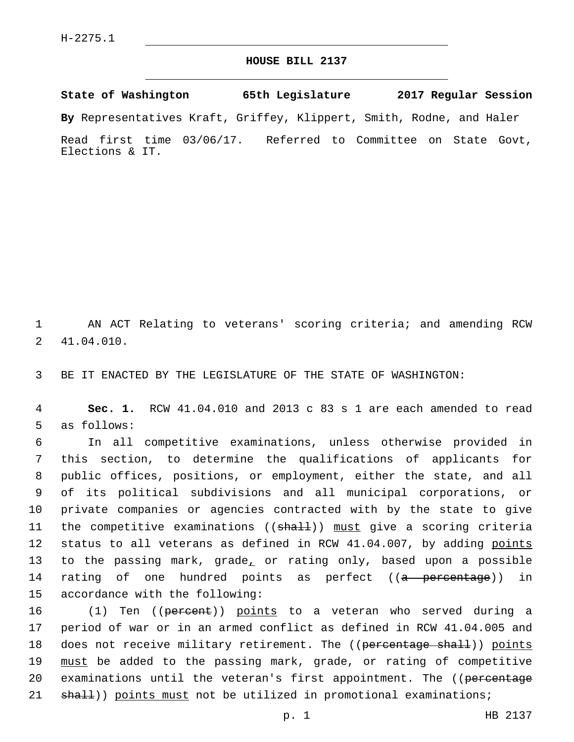H-2275.1

# HOUSE BILL 2137

**State of Washington 65th Legislature 2017 Regular Session**

**By** Representatives Kraft, Griffey, Klippert, Smith, Rodne, and Haler

Read first time 03/06/17. Referred to Committee on State Govt, Elections & IT.

1 AN ACT Relating to veterans' scoring criteria; and amending RCW 2 41.04.010.

3 BE IT ENACTED BY THE LEGISLATURE OF THE STATE OF WASHINGTON:

4 **Sec. 1.** RCW 41.04.010 and 2013 c 83 s 1 are each amended to read 5 as follows:

6 In all competitive examinations, unless otherwise provided in 7 this section, to determine the qualifications of applicants for 8 public offices, positions, or employment, either the state, and all 9 of its political subdivisions and all municipal corporations, or 10 private companies or agencies contracted with by the state to give 11 the competitive examinations ((~~shall~~)) must give a scoring criteria 12 status to all veterans as defined in RCW 41.04.007, by adding points 13 to the passing mark, grade, or rating only, based upon a possible 14 rating of one hundred points as perfect ((~~a percentage~~)) in 15 accordance with the following:

16 (1) Ten ((~~percent~~)) points to a veteran who served during a 17 period of war or in an armed conflict as defined in RCW 41.04.005 and 18 does not receive military retirement. The ((~~percentage shall~~)) points 19 must be added to the passing mark, grade, or rating of competitive 20 examinations until the veteran's first appointment. The ((~~percentage~~ 21 ~~shall~~)) points must not be utilized in promotional examinations;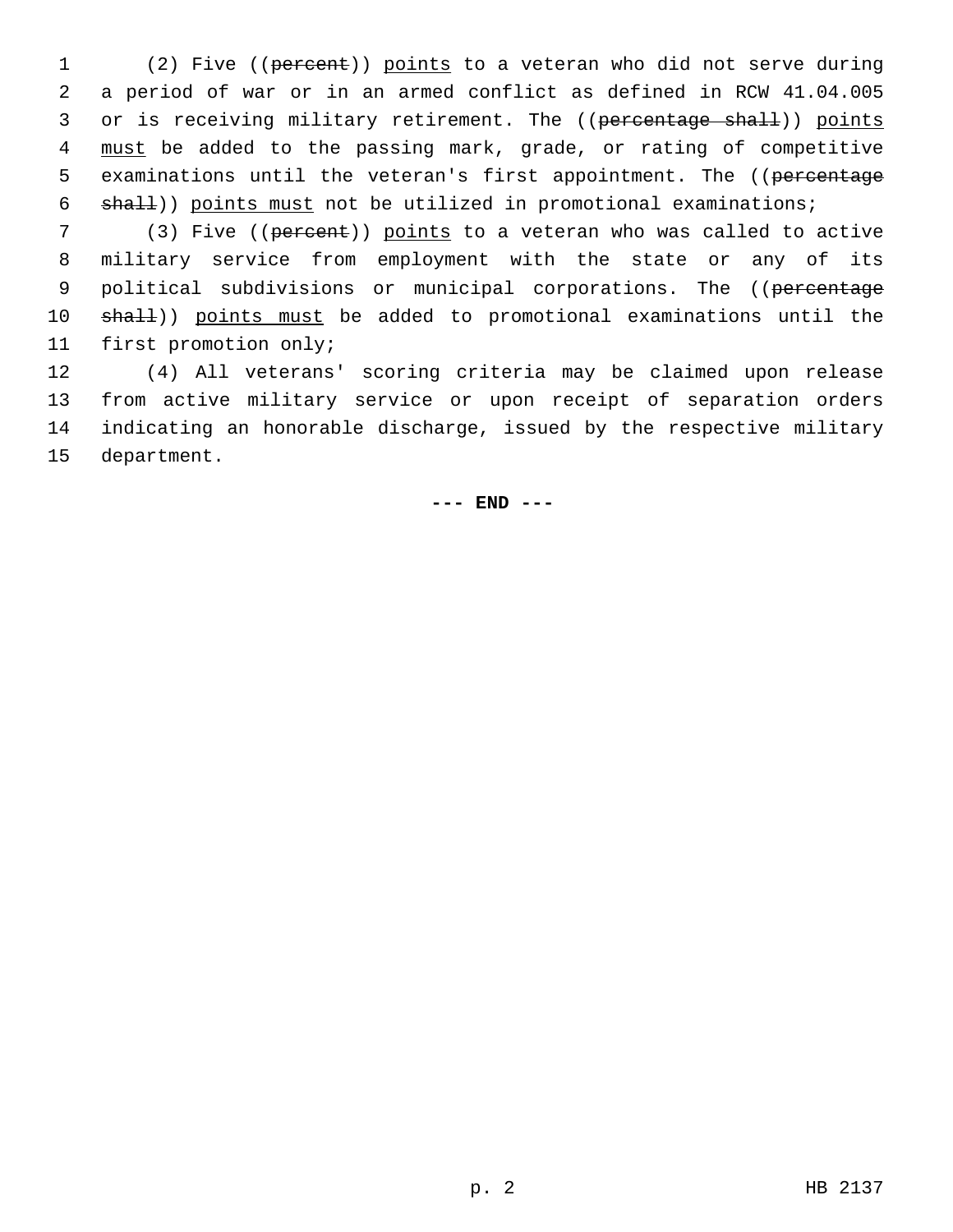(2) Five ((~~percent~~)) <u>points</u> to a veteran who did not serve during a period of war or in an armed conflict as defined in RCW 41.04.005 or is receiving military retirement. The ((~~percentage shall~~)) <u>points must</u> be added to the passing mark, grade, or rating of competitive examinations until the veteran's first appointment. The ((~~percentage shall~~)) <u>points must</u> not be utilized in promotional examinations;

(3) Five ((~~percent~~)) <u>points</u> to a veteran who was called to active military service from employment with the state or any of its political subdivisions or municipal corporations. The ((~~percentage shall~~)) <u>points must</u> be added to promotional examinations until the first promotion only;

(4) All veterans' scoring criteria may be claimed upon release from active military service or upon receipt of separation orders indicating an honorable discharge, issued by the respective military department.

**--- END ---**